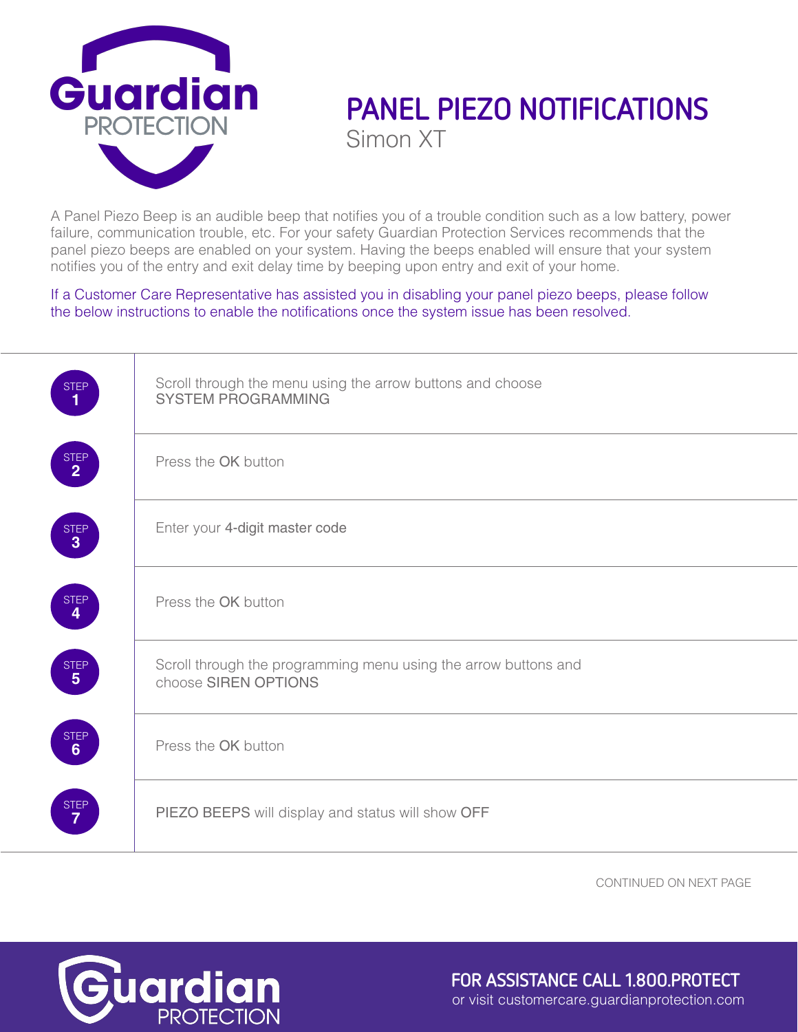# PANEL PIEZO NOTIFICATIONS

## Simon XT

A Panel Piezo Beep is an audible beep that notifies you of a trouble condition such as a low battery, power failure, communication trouble, etc. For your safety Guardian Protection Services recommends that the panel piezo beeps are enabled on your system. Having the beeps enabled will ensure that your system notifies you of the entry and exit delay time by beeping upon entry and exit of your home.

If a Customer Care Representative has assisted you in disabling your panel piezo beeps, please follow the below instructions to enable the notifications once the system issue has been resolved.

| Step | Instruction |
|---|---|
| STEP 1 | Scroll through the menu using the arrow buttons and choose SYSTEM PROGRAMMING |
| STEP 2 | Press the OK button |
| STEP 3 | Enter your 4-digit master code |
| STEP 4 | Press the OK button |
| STEP 5 | Scroll through the programming menu using the arrow buttons and choose SIREN OPTIONS |
| STEP 6 | Press the OK button |
| STEP 7 | PIEZO BEEPS will display and status will show OFF |

CONTINUED ON NEXT PAGE

FOR ASSISTANCE CALL 1.800.PROTECT
or visit customercare.guardianprotection.com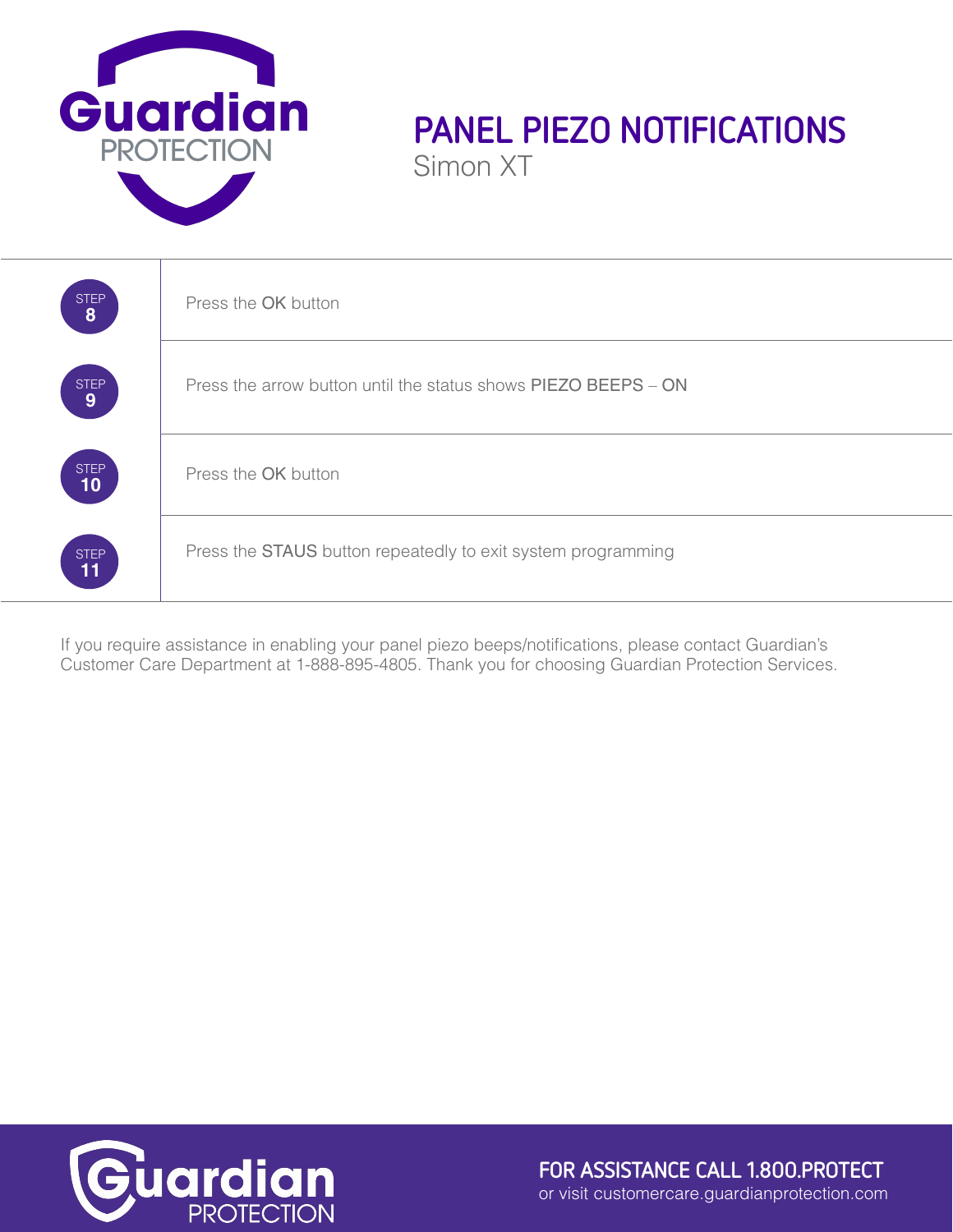# PANEL PIEZO NOTIFICATIONS

Simon XT

| | |
|---|---|
| STEP 8 | Press the OK button |
| STEP 9 | Press the arrow button until the status shows PIEZO BEEPS – ON |
| STEP 10 | Press the OK button |
| STEP 11 | Press the STAUS button repeatedly to exit system programming |

If you require assistance in enabling your panel piezo beeps/notifications, please contact Guardian's Customer Care Department at 1-888-895-4805. Thank you for choosing Guardian Protection Services.

**FOR ASSISTANCE CALL 1.800.PROTECT**

or visit customercare.guardianprotection.com